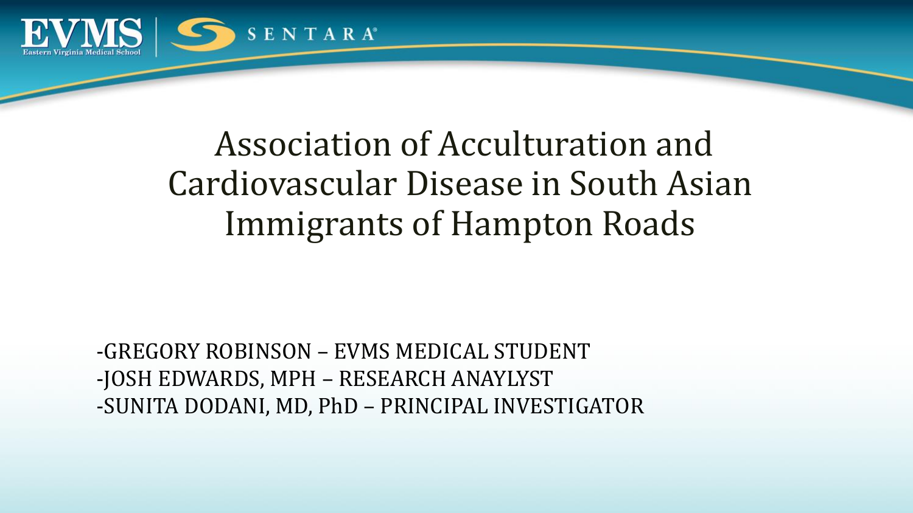# Association of Acculturation and Cardiovascular Disease in South Asian Immigrants of Hampton Roads

-GREGORY ROBINSON – EVMS MEDICAL STUDENT
-JOSH EDWARDS, MPH – RESEARCH ANAYLYST
-SUNITA DODANI, MD, PhD – PRINCIPAL INVESTIGATOR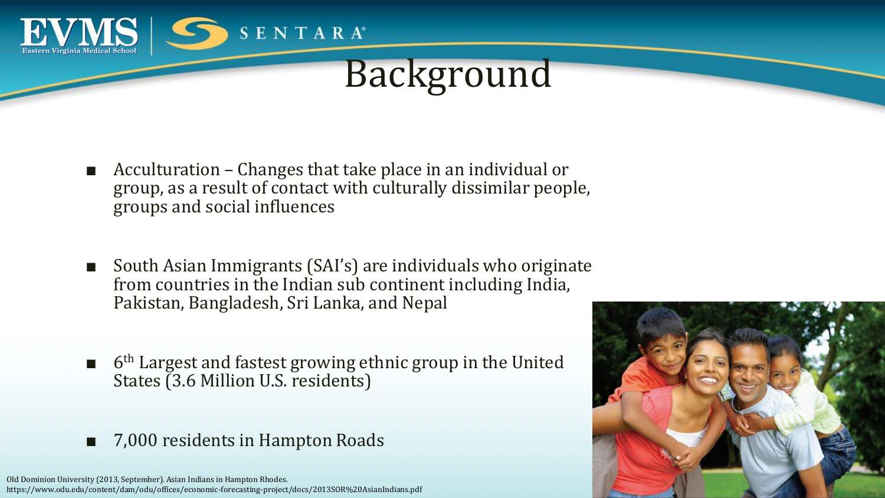# Background

- Acculturation – Changes that take place in an individual or group, as a result of contact with culturally dissimilar people, groups and social influences

- South Asian Immigrants (SAI's) are individuals who originate from countries in the Indian sub continent including India, Pakistan, Bangladesh, Sri Lanka, and Nepal

- 6th Largest and fastest growing ethnic group in the United States (3.6 Million U.S. residents)

- 7,000 residents in Hampton Roads

Old Dominion University (2013, September). Asian Indians in Hampton Rhodes. https://www.odu.edu/content/dam/odu/offices/economic-forecasting-project/docs/2013SOR%20AsianIndians.pdf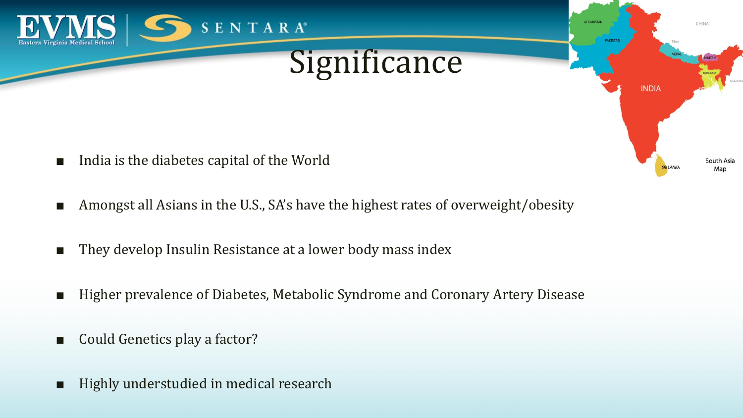# Significance

- India is the diabetes capital of the World
- Amongst all Asians in the U.S., SA's have the highest rates of overweight/obesity
- They develop Insulin Resistance at a lower body mass index
- Higher prevalence of Diabetes, Metabolic Syndrome and Coronary Artery Disease
- Could Genetics play a factor?
- Highly understudied in medical research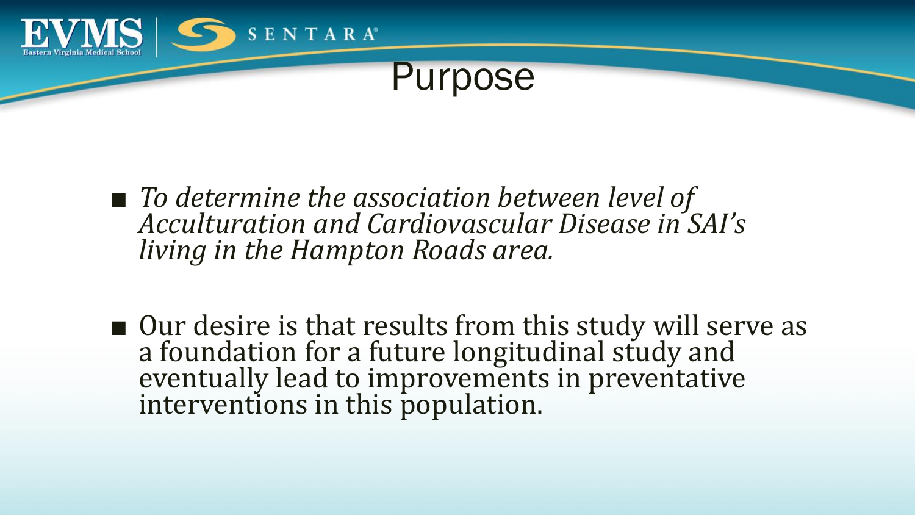# Purpose

- *To determine the association between level of Acculturation and Cardiovascular Disease in SAI's living in the Hampton Roads area.*

- Our desire is that results from this study will serve as a foundation for a future longitudinal study and eventually lead to improvements in preventative interventions in this population.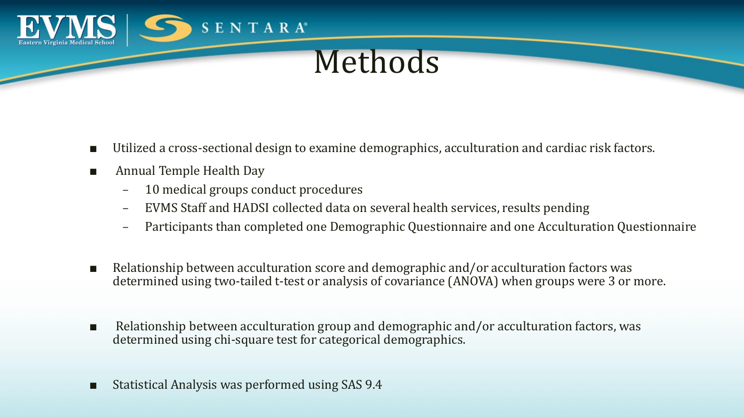# Methods

- Utilized a cross-sectional design to examine demographics, acculturation and cardiac risk factors.
- Annual Temple Health Day
  - 10 medical groups conduct procedures
  - EVMS Staff and HADSI collected data on several health services, results pending
  - Participants than completed one Demographic Questionnaire and one Acculturation Questionnaire
- Relationship between acculturation score and demographic and/or acculturation factors was determined using two-tailed t-test or analysis of covariance (ANOVA) when groups were 3 or more.
- Relationship between acculturation group and demographic and/or acculturation factors, was determined using chi-square test for categorical demographics.
- Statistical Analysis was performed using SAS 9.4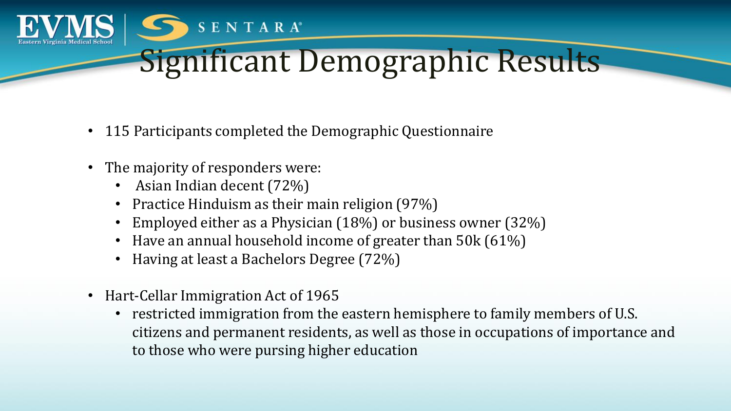# Significant Demographic Results

- 115 Participants completed the Demographic Questionnaire
- The majority of responders were:
  - Asian Indian decent (72%)
  - Practice Hinduism as their main religion (97%)
  - Employed either as a Physician (18%) or business owner (32%)
  - Have an annual household income of greater than 50k (61%)
  - Having at least a Bachelors Degree (72%)
- Hart-Cellar Immigration Act of 1965
  - restricted immigration from the eastern hemisphere to family members of U.S. citizens and permanent residents, as well as those in occupations of importance and to those who were pursing higher education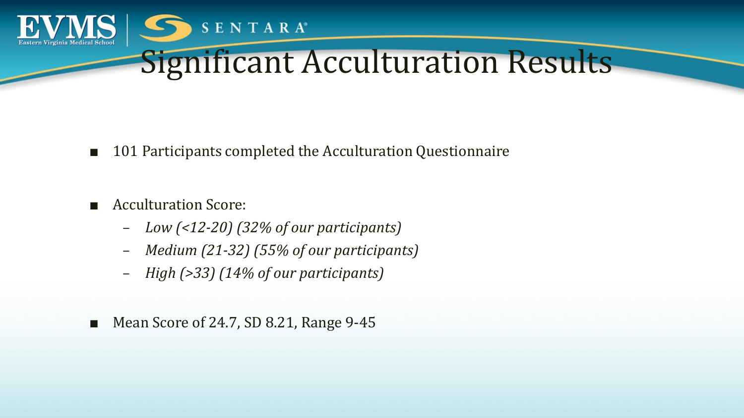# Significant Acculturation Results

- 101 Participants completed the Acculturation Questionnaire

- Acculturation Score:
  - *Low (<12-20) (32% of our participants)*
  - *Medium (21-32) (55% of our participants)*
  - *High (>33) (14% of our participants)*

- Mean Score of 24.7, SD 8.21, Range 9-45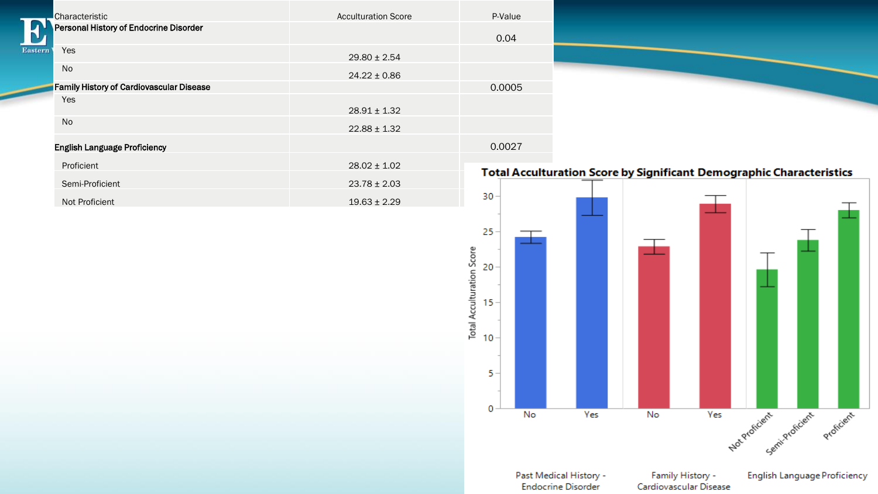| Characteristic | Acculturation Score | P-Value |
|---|---|---|
| **Personal History of Endocrine Disorder** | | 0.04 |
| Yes | 29.80 ± 2.54 | |
| No | 24.22 ± 0.86 | |
| **Family History of Cardiovascular Disease** | | 0.0005 |
| Yes | 28.91 ± 1.32 | |
| No | 22.88 ± 1.32 | |
| **English Language Proficiency** | | 0.0027 |
| Proficient | 28.02 ± 1.02 | |
| Semi-Proficient | 23.78 ± 2.03 | |
| Not Proficient | 19.63 ± 2.29 | |

**Total Acculturation Score by Significant Demographic Characteristics**

Total Acculturation Score

Past Medical History - Endocrine Disorder: No, Yes

Family History - Cardiovascular Disease: No, Yes

English Language Proficiency: Not Proficient, Semi-Proficient, Proficient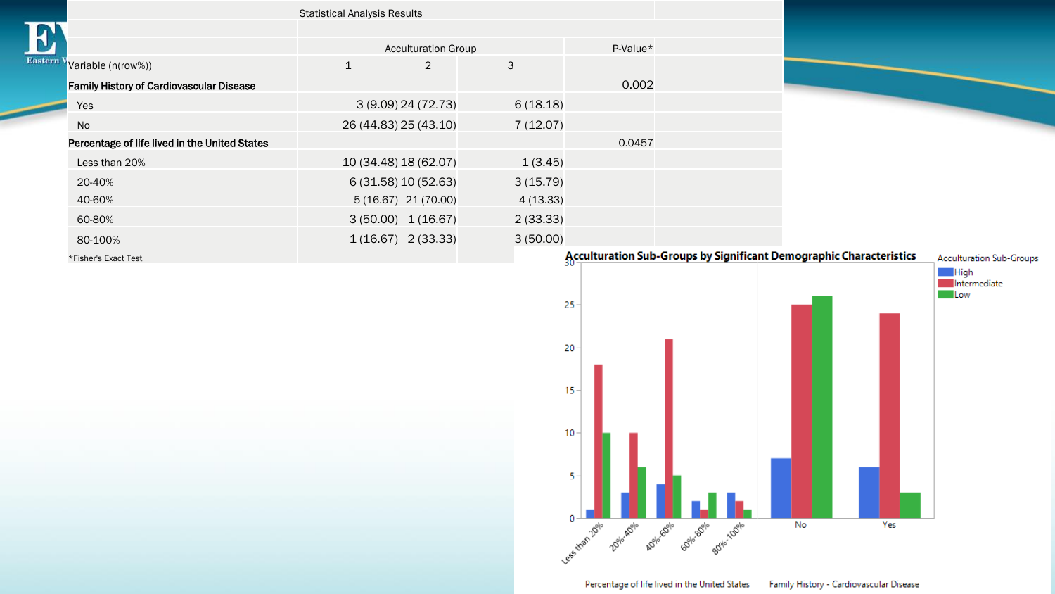Statistical Analysis Results

| Variable (n(row%)) | Acculturation Group 1 | Acculturation Group 2 | Acculturation Group 3 | P-Value* |
|---|---|---|---|---|
| **Family History of Cardiovascular Disease** | | | | 0.002 |
| Yes | 3 (9.09) | 24 (72.73) | 6 (18.18) | |
| No | 26 (44.83) | 25 (43.10) | 7 (12.07) | |
| **Percentage of life lived in the United States** | | | | 0.0457 |
| Less than 20% | 10 (34.48) | 18 (62.07) | 1 (3.45) | |
| 20-40% | 6 (31.58) | 10 (52.63) | 3 (15.79) | |
| 40-60% | 5 (16.67) | 21 (70.00) | 4 (13.33) | |
| 60-80% | 3 (50.00) | 1 (16.67) | 2 (33.33) | |
| 80-100% | 1 (16.67) | 2 (33.33) | 3 (50.00) | |

*Fisher's Exact Test

**Acculturation Sub-Groups by Significant Demographic Characteristics**

Acculturation Sub-Groups: High, Intermediate, Low

Percentage of life lived in the United States | Family History - Cardiovascular Disease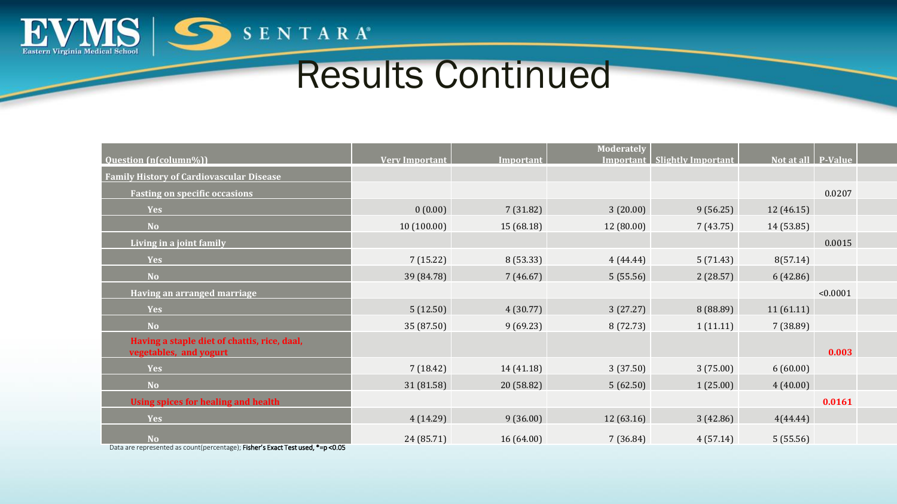# Results Continued

| Question (n(column%)) | Very Important | Important | Moderately Important | Slightly Important | Not at all | P-Value |
|---|---|---|---|---|---|---|
| **Family History of Cardiovascular Disease** | | | | | | |
| **Fasting on specific occasions** | | | | | | 0.0207 |
| Yes | 0 (0.00) | 7 (31.82) | 3 (20.00) | 9 (56.25) | 12 (46.15) | |
| No | 10 (100.00) | 15 (68.18) | 12 (80.00) | 7 (43.75) | 14 (53.85) | |
| **Living in a joint family** | | | | | | 0.0015 |
| Yes | 7 (15.22) | 8 (53.33) | 4 (44.44) | 5 (71.43) | 8(57.14) | |
| No | 39 (84.78) | 7 (46.67) | 5 (55.56) | 2 (28.57) | 6 (42.86) | |
| **Having an arranged marriage** | | | | | | <0.0001 |
| Yes | 5 (12.50) | 4 (30.77) | 3 (27.27) | 8 (88.89) | 11 (61.11) | |
| No | 35 (87.50) | 9 (69.23) | 8 (72.73) | 1 (11.11) | 7 (38.89) | |
| **Having a staple diet of chattis, rice, daal, vegetables, and yogurt** | | | | | | **0.003** |
| Yes | 7 (18.42) | 14 (41.18) | 3 (37.50) | 3 (75.00) | 6 (60.00) | |
| No | 31 (81.58) | 20 (58.82) | 5 (62.50) | 1 (25.00) | 4 (40.00) | |
| **Using spices for healing and health** | | | | | | **0.0161** |
| Yes | 4 (14.29) | 9 (36.00) | 12 (63.16) | 3 (42.86) | 4(44.44) | |
| No | 24 (85.71) | 16 (64.00) | 7 (36.84) | 4 (57.14) | 5 (55.56) | |

Data are represented as count(percentage); **Fisher's Exact Test used, *=p<0.05**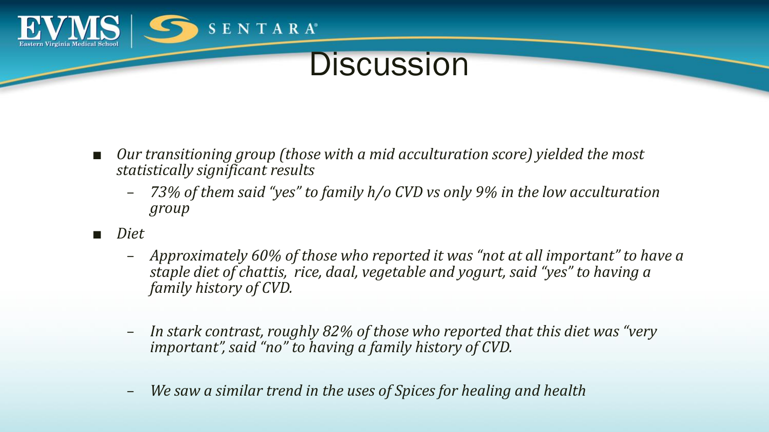# Discussion

- *Our transitioning group (those with a mid acculturation score) yielded the most statistically significant results*
  - *73% of them said "yes" to family h/o CVD vs only 9% in the low acculturation group*
- *Diet*
  - *Approximately 60% of those who reported it was "not at all important" to have a staple diet of chattis, rice, daal, vegetable and yogurt, said "yes" to having a family history of CVD.*
  - *In stark contrast, roughly 82% of those who reported that this diet was "very important", said "no" to having a family history of CVD.*
  - *We saw a similar trend in the uses of Spices for healing and health*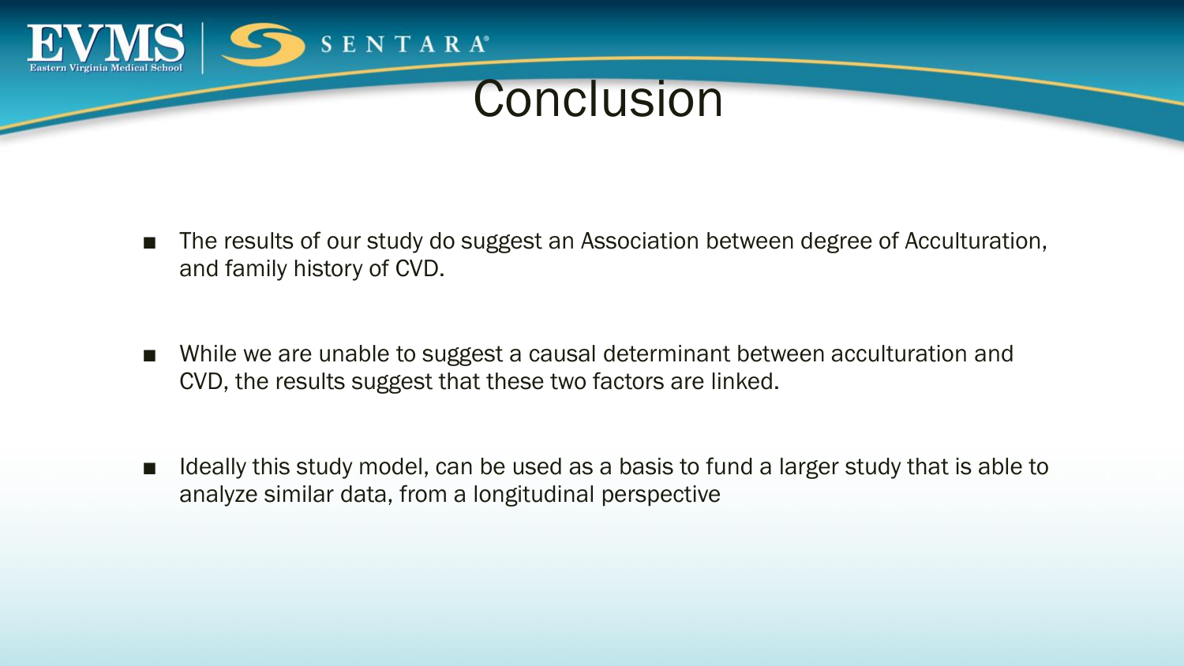# Conclusion

- The results of our study do suggest an Association between degree of Acculturation, and family history of CVD.

- While we are unable to suggest a causal determinant between acculturation and CVD, the results suggest that these two factors are linked.

- Ideally this study model, can be used as a basis to fund a larger study that is able to analyze similar data, from a longitudinal perspective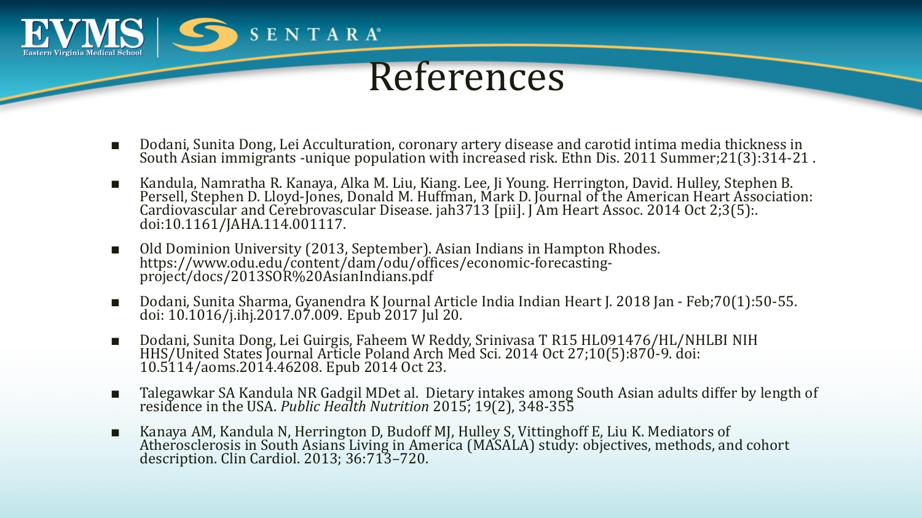# References

- Dodani, Sunita Dong, Lei Acculturation, coronary artery disease and carotid intima media thickness in South Asian immigrants -unique population with increased risk. Ethn Dis. 2011 Summer;21(3):314-21 .
- Kandula, Namratha R. Kanaya, Alka M. Liu, Kiang. Lee, Ji Young. Herrington, David. Hulley, Stephen B. Persell, Stephen D. Lloyd-Jones, Donald M. Huffman, Mark D. Journal of the American Heart Association: Cardiovascular and Cerebrovascular Disease. jah3713 [pii]. J Am Heart Assoc. 2014 Oct 2;3(5):. doi:10.1161/JAHA.114.001117.
- Old Dominion University (2013, September). Asian Indians in Hampton Rhodes. https://www.odu.edu/content/dam/odu/offices/economic-forecasting-project/docs/2013SOR%20AsianIndians.pdf
- Dodani, Sunita Sharma, Gyanendra K Journal Article India Indian Heart J. 2018 Jan - Feb;70(1):50-55. doi: 10.1016/j.ihj.2017.07.009. Epub 2017 Jul 20.
- Dodani, Sunita Dong, Lei Guirgis, Faheem W Reddy, Srinivasa T R15 HL091476/HL/NHLBI NIH HHS/United States Journal Article Poland Arch Med Sci. 2014 Oct 27;10(5):870-9. doi: 10.5114/aoms.2014.46208. Epub 2014 Oct 23.
- Talegawkar SA Kandula NR Gadgil MDet al. Dietary intakes among South Asian adults differ by length of residence in the USA. *Public Health Nutrition* 2015; 19(2), 348-355
- Kanaya AM, Kandula N, Herrington D, Budoff MJ, Hulley S, Vittinghoff E, Liu K. Mediators of Atherosclerosis in South Asians Living in America (MASALA) study: objectives, methods, and cohort description. Clin Cardiol. 2013; 36:713–720.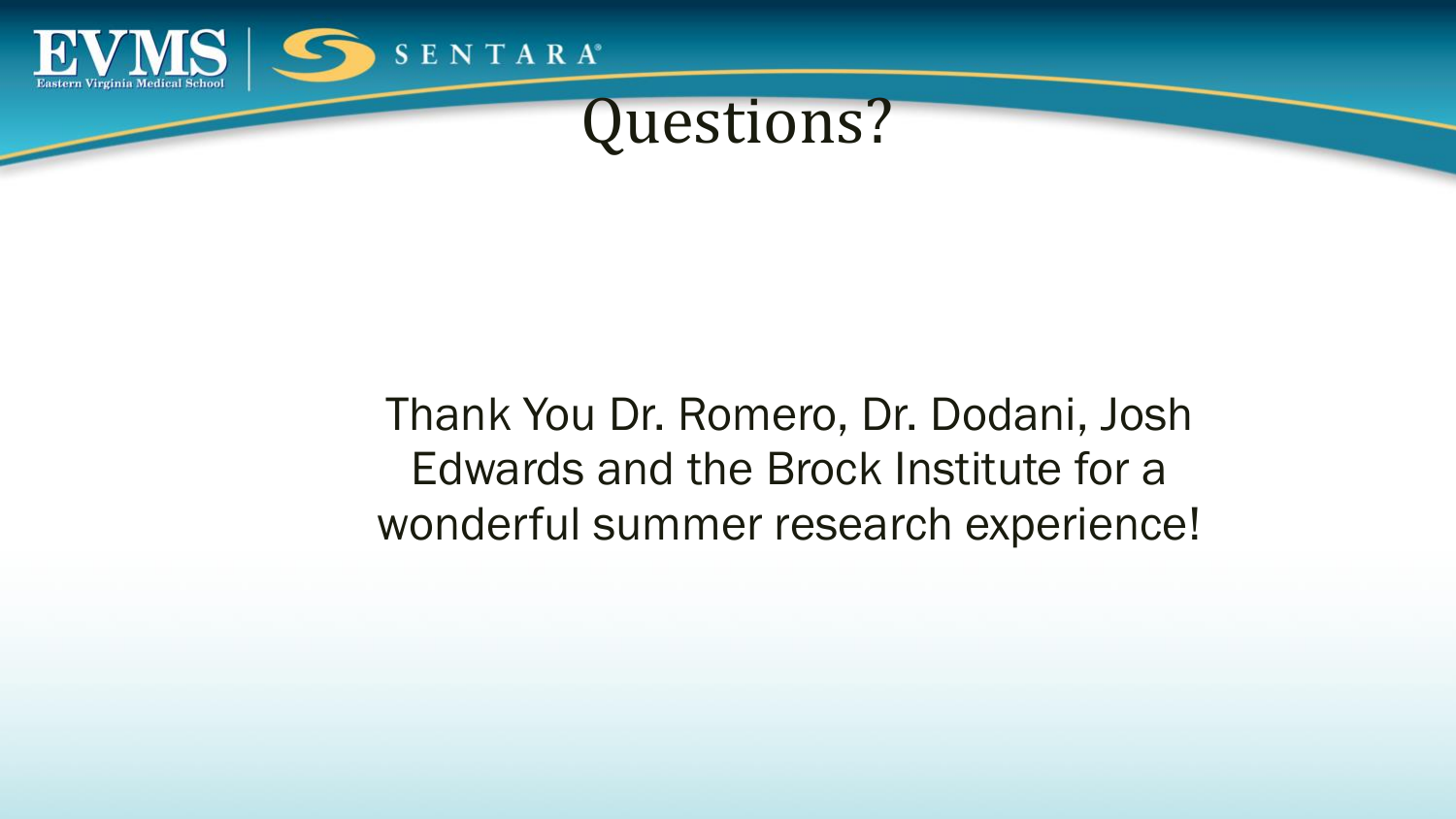# Questions?

Thank You Dr. Romero, Dr. Dodani, Josh Edwards and the Brock Institute for a wonderful summer research experience!